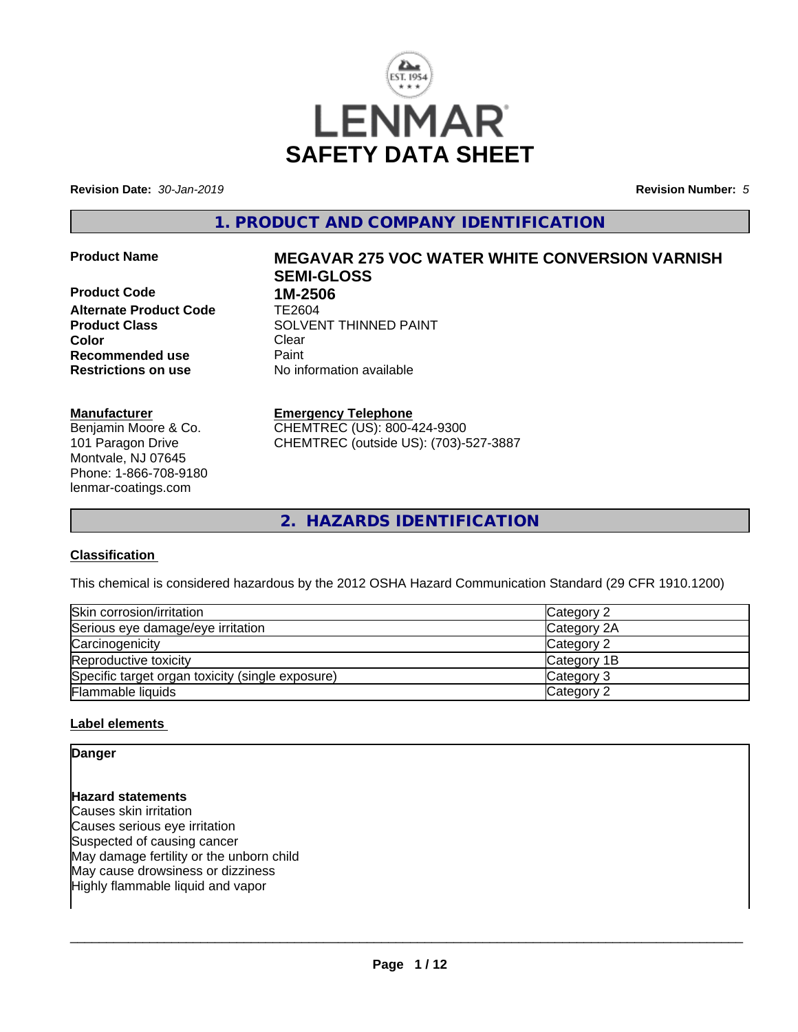# LENMAR SAFETY DATA SHEET

**Revision Date:** *30-Jan-2019* **Revision Number:** *5*

## 1. PRODUCT AND COMPANY IDENTIFICATION

| | |
|---|---|
| **Product Name** | **MEGAVAR 275 VOC WATER WHITE CONVERSION VARNISH SEMI-GLOSS** |
| **Product Code** | **1M-2506** |
| **Alternate Product Code** | TE2604 |
| **Product Class** | SOLVENT THINNED PAINT |
| **Color** | Clear |
| **Recommended use** | Paint |
| **Restrictions on use** | No information available |

**Manufacturer**
Benjamin Moore & Co.
101 Paragon Drive
Montvale, NJ 07645
Phone: 1-866-708-9180
lenmar-coatings.com

**Emergency Telephone**
CHEMTREC (US): 800-424-9300
CHEMTREC (outside US): (703)-527-3887

## 2. HAZARDS IDENTIFICATION

### Classification

This chemical is considered hazardous by the 2012 OSHA Hazard Communication Standard (29 CFR 1910.1200)

| Hazard | Category |
|---|---|
| Skin corrosion/irritation | Category 2 |
| Serious eye damage/eye irritation | Category 2A |
| Carcinogenicity | Category 2 |
| Reproductive toxicity | Category 1B |
| Specific target organ toxicity (single exposure) | Category 3 |
| Flammable liquids | Category 2 |

### Label elements

**Danger**

**Hazard statements**
Causes skin irritation
Causes serious eye irritation
Suspected of causing cancer
May damage fertility or the unborn child
May cause drowsiness or dizziness
Highly flammable liquid and vapor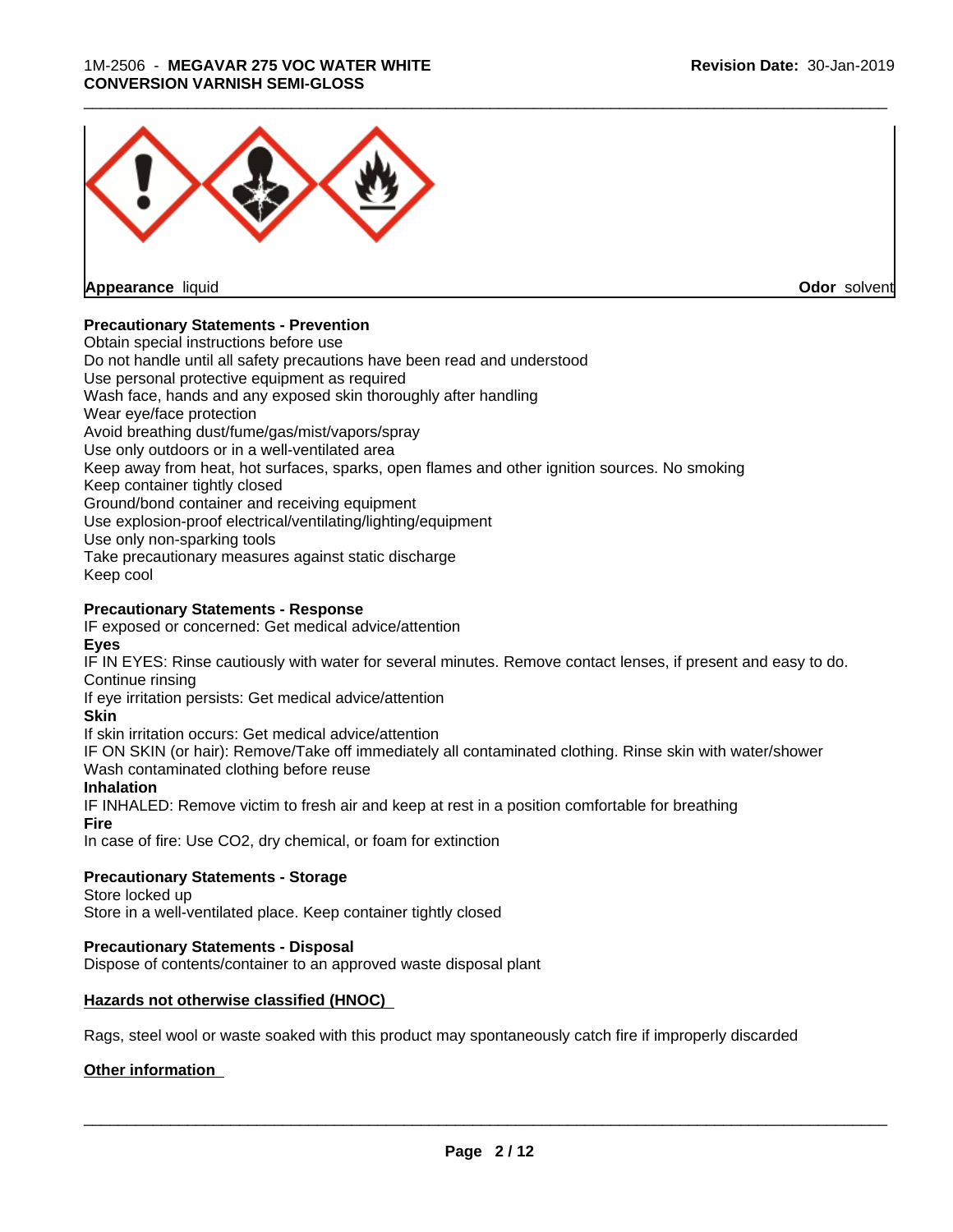**Appearance** liquid **Odor** solvent

**Precautionary Statements - Prevention**

Obtain special instructions before use
Do not handle until all safety precautions have been read and understood
Use personal protective equipment as required
Wash face, hands and any exposed skin thoroughly after handling
Wear eye/face protection
Avoid breathing dust/fume/gas/mist/vapors/spray
Use only outdoors or in a well-ventilated area
Keep away from heat, hot surfaces, sparks, open flames and other ignition sources. No smoking
Keep container tightly closed
Ground/bond container and receiving equipment
Use explosion-proof electrical/ventilating/lighting/equipment
Use only non-sparking tools
Take precautionary measures against static discharge
Keep cool

**Precautionary Statements - Response**

IF exposed or concerned: Get medical advice/attention

**Eyes**

IF IN EYES: Rinse cautiously with water for several minutes. Remove contact lenses, if present and easy to do. Continue rinsing
If eye irritation persists: Get medical advice/attention

**Skin**

If skin irritation occurs: Get medical advice/attention
IF ON SKIN (or hair): Remove/Take off immediately all contaminated clothing. Rinse skin with water/shower
Wash contaminated clothing before reuse

**Inhalation**

IF INHALED: Remove victim to fresh air and keep at rest in a position comfortable for breathing

**Fire**

In case of fire: Use CO2, dry chemical, or foam for extinction

**Precautionary Statements - Storage**

Store locked up
Store in a well-ventilated place. Keep container tightly closed

**Precautionary Statements - Disposal**

Dispose of contents/container to an approved waste disposal plant

**Hazards not otherwise classified (HNOC)**

Rags, steel wool or waste soaked with this product may spontaneously catch fire if improperly discarded

**Other information**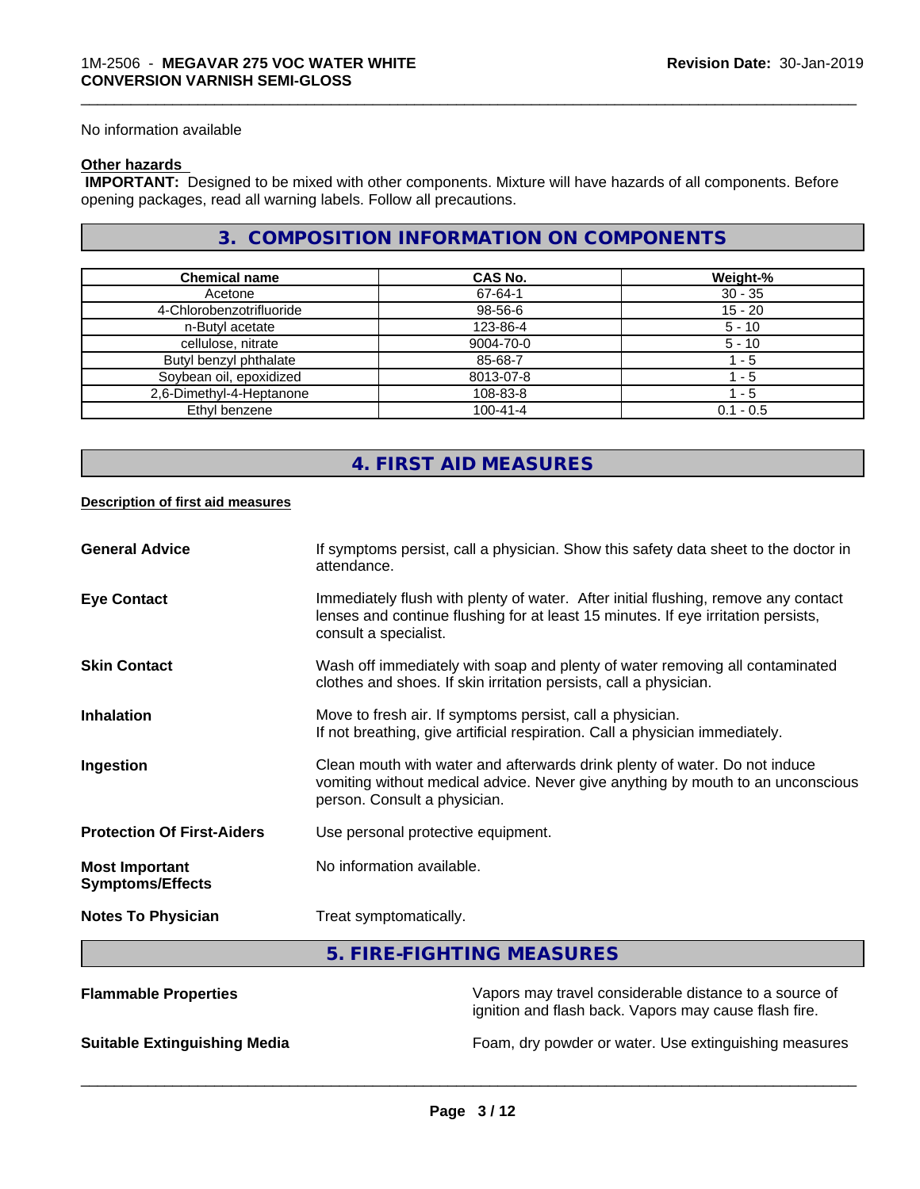No information available

**Other hazards**

**IMPORTANT:** Designed to be mixed with other components. Mixture will have hazards of all components. Before opening packages, read all warning labels. Follow all precautions.

## 3. COMPOSITION INFORMATION ON COMPONENTS

| Chemical name | CAS No. | Weight-% |
|---|---|---|
| Acetone | 67-64-1 | 30 - 35 |
| 4-Chlorobenzotrifluoride | 98-56-6 | 15 - 20 |
| n-Butyl acetate | 123-86-4 | 5 - 10 |
| cellulose, nitrate | 9004-70-0 | 5 - 10 |
| Butyl benzyl phthalate | 85-68-7 | 1 - 5 |
| Soybean oil, epoxidized | 8013-07-8 | 1 - 5 |
| 2,6-Dimethyl-4-Heptanone | 108-83-8 | 1 - 5 |
| Ethyl benzene | 100-41-4 | 0.1 - 0.5 |

## 4. FIRST AID MEASURES

**Description of first aid measures**

**General Advice** If symptoms persist, call a physician. Show this safety data sheet to the doctor in attendance.

**Eye Contact** Immediately flush with plenty of water. After initial flushing, remove any contact lenses and continue flushing for at least 15 minutes. If eye irritation persists, consult a specialist.

**Skin Contact** Wash off immediately with soap and plenty of water removing all contaminated clothes and shoes. If skin irritation persists, call a physician.

**Inhalation** Move to fresh air. If symptoms persist, call a physician.
If not breathing, give artificial respiration. Call a physician immediately.

**Ingestion** Clean mouth with water and afterwards drink plenty of water. Do not induce vomiting without medical advice. Never give anything by mouth to an unconscious person. Consult a physician.

**Protection Of First-Aiders** Use personal protective equipment.

**Most Important Symptoms/Effects** No information available.

**Notes To Physician** Treat symptomatically.

## 5. FIRE-FIGHTING MEASURES

**Flammable Properties** Vapors may travel considerable distance to a source of ignition and flash back. Vapors may cause flash fire.

**Suitable Extinguishing Media** Foam, dry powder or water. Use extinguishing measures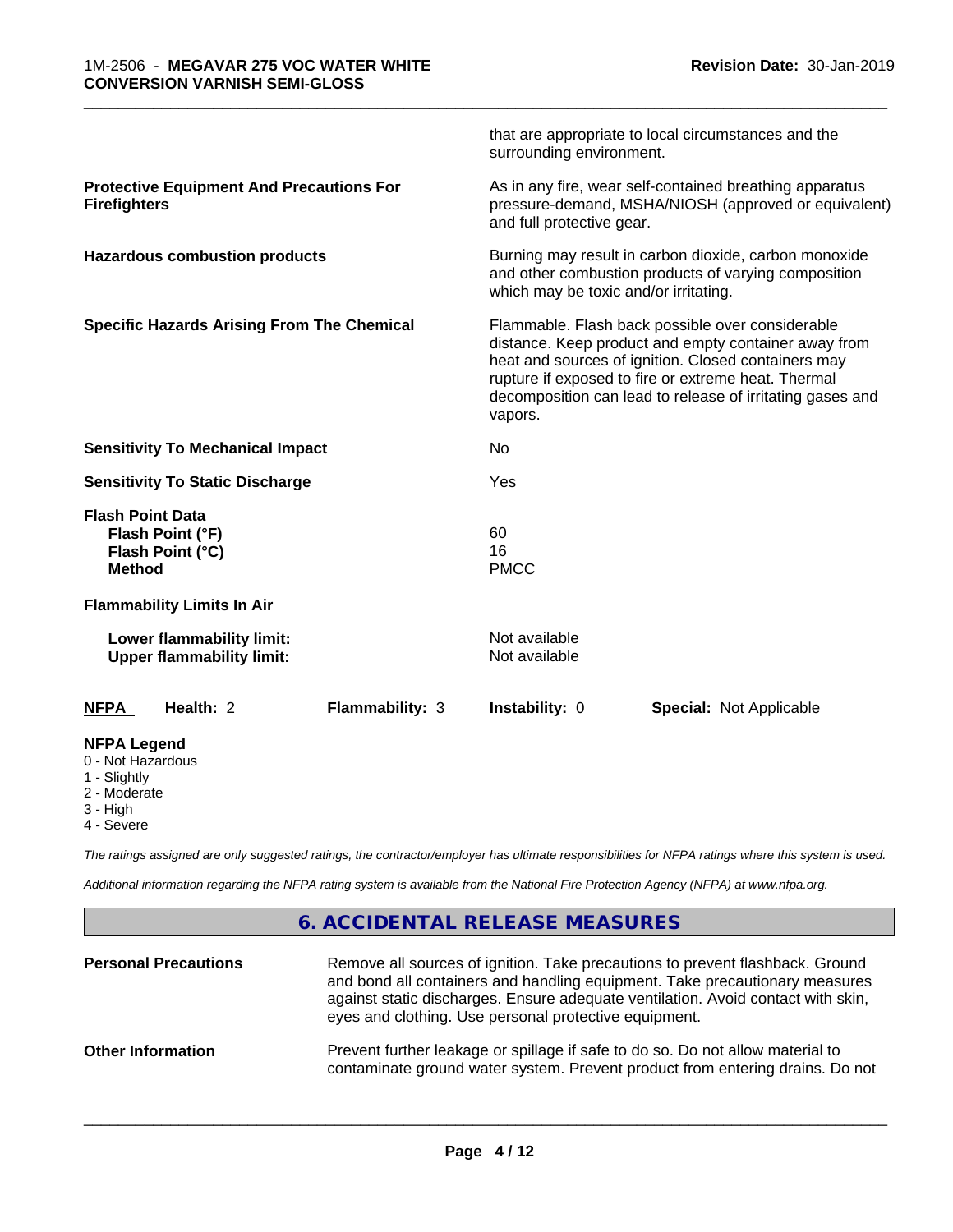| | |
|---|---|
| | that are appropriate to local circumstances and the surrounding environment. |
| **Protective Equipment And Precautions For Firefighters** | As in any fire, wear self-contained breathing apparatus pressure-demand, MSHA/NIOSH (approved or equivalent) and full protective gear. |
| **Hazardous combustion products** | Burning may result in carbon dioxide, carbon monoxide and other combustion products of varying composition which may be toxic and/or irritating. |
| **Specific Hazards Arising From The Chemical** | Flammable. Flash back possible over considerable distance. Keep product and empty container away from heat and sources of ignition. Closed containers may rupture if exposed to fire or extreme heat. Thermal decomposition can lead to release of irritating gases and vapors. |
| **Sensitivity To Mechanical Impact** | No |
| **Sensitivity To Static Discharge** | Yes |
| **Flash Point Data** | |
| **Flash Point (°F)** | 60 |
| **Flash Point (°C)** | 16 |
| **Method** | PMCC |
| **Flammability Limits In Air** | |
| **Lower flammability limit:** | Not available |
| **Upper flammability limit:** | Not available |

| **NFPA** | **Health:** 2 | **Flammability:** 3 | **Instability:** 0 | **Special:** Not Applicable |
|---|---|---|---|---|

**NFPA Legend**
- 0 - Not Hazardous
- 1 - Slightly
- 2 - Moderate
- 3 - High
- 4 - Severe

*The ratings assigned are only suggested ratings, the contractor/employer has ultimate responsibilities for NFPA ratings where this system is used.*

*Additional information regarding the NFPA rating system is available from the National Fire Protection Agency (NFPA) at www.nfpa.org.*

## 6. ACCIDENTAL RELEASE MEASURES

| | |
|---|---|
| **Personal Precautions** | Remove all sources of ignition. Take precautions to prevent flashback. Ground and bond all containers and handling equipment. Take precautionary measures against static discharges. Ensure adequate ventilation. Avoid contact with skin, eyes and clothing. Use personal protective equipment. |
| **Other Information** | Prevent further leakage or spillage if safe to do so. Do not allow material to contaminate ground water system. Prevent product from entering drains. Do not |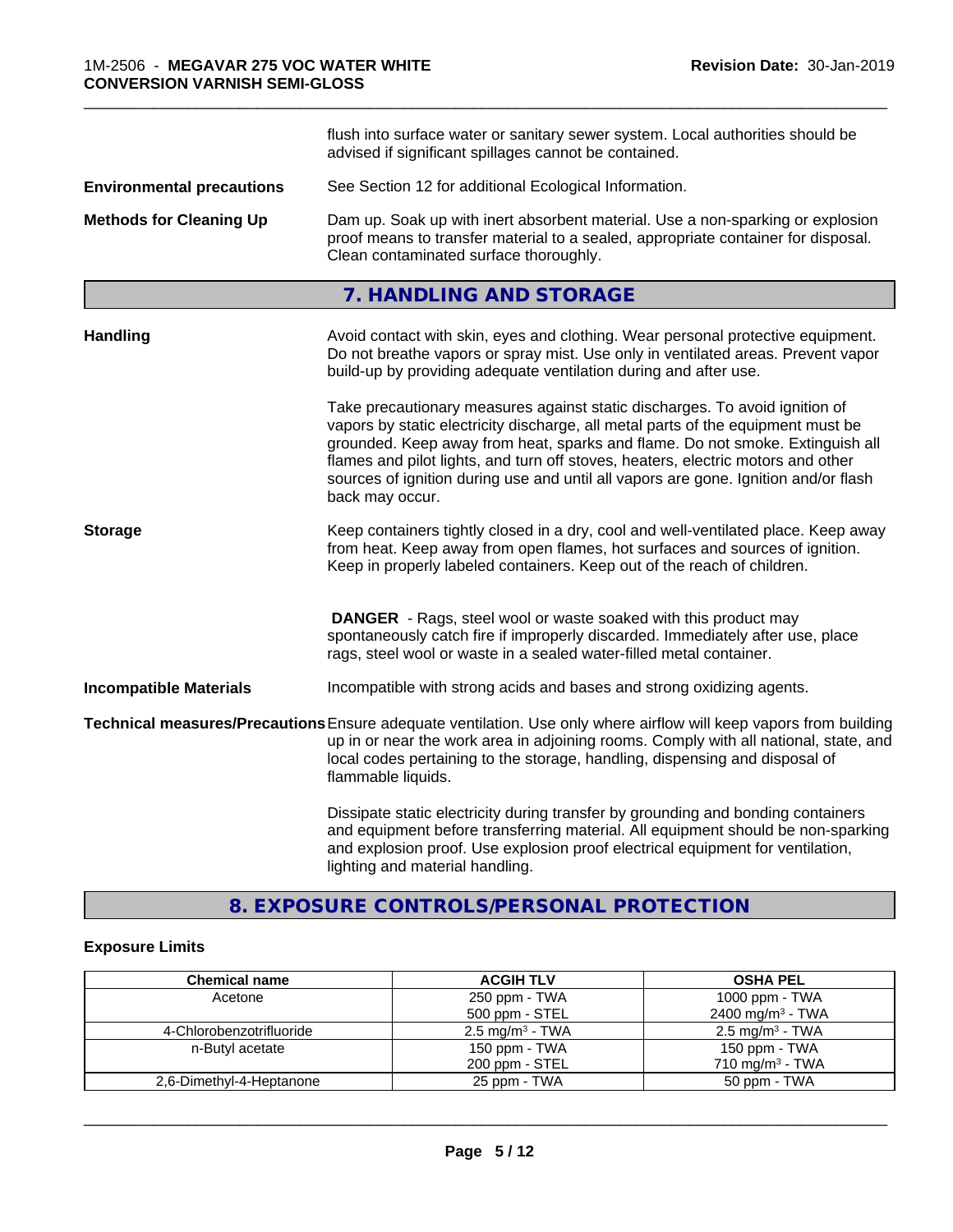flush into surface water or sanitary sewer system. Local authorities should be advised if significant spillages cannot be contained.

**Environmental precautions** See Section 12 for additional Ecological Information.

**Methods for Cleaning Up** Dam up. Soak up with inert absorbent material. Use a non-sparking or explosion proof means to transfer material to a sealed, appropriate container for disposal. Clean contaminated surface thoroughly.

## 7. HANDLING AND STORAGE

**Handling** Avoid contact with skin, eyes and clothing. Wear personal protective equipment. Do not breathe vapors or spray mist. Use only in ventilated areas. Prevent vapor build-up by providing adequate ventilation during and after use.

Take precautionary measures against static discharges. To avoid ignition of vapors by static electricity discharge, all metal parts of the equipment must be grounded. Keep away from heat, sparks and flame. Do not smoke. Extinguish all flames and pilot lights, and turn off stoves, heaters, electric motors and other sources of ignition during use and until all vapors are gone. Ignition and/or flash back may occur.

**Storage** Keep containers tightly closed in a dry, cool and well-ventilated place. Keep away from heat. Keep away from open flames, hot surfaces and sources of ignition. Keep in properly labeled containers. Keep out of the reach of children.

**DANGER** - Rags, steel wool or waste soaked with this product may spontaneously catch fire if improperly discarded. Immediately after use, place rags, steel wool or waste in a sealed water-filled metal container.

**Incompatible Materials** Incompatible with strong acids and bases and strong oxidizing agents.

**Technical measures/Precautions** Ensure adequate ventilation. Use only where airflow will keep vapors from building up in or near the work area in adjoining rooms. Comply with all national, state, and local codes pertaining to the storage, handling, dispensing and disposal of flammable liquids.

Dissipate static electricity during transfer by grounding and bonding containers and equipment before transferring material. All equipment should be non-sparking and explosion proof. Use explosion proof electrical equipment for ventilation, lighting and material handling.

## 8. EXPOSURE CONTROLS/PERSONAL PROTECTION

### Exposure Limits

| Chemical name | ACGIH TLV | OSHA PEL |
|---|---|---|
| Acetone | 250 ppm - TWA<br>500 ppm - STEL | 1000 ppm - TWA<br>2400 mg/m³ - TWA |
| 4-Chlorobenzotrifluoride | 2.5 mg/m³ - TWA | 2.5 mg/m³ - TWA |
| n-Butyl acetate | 150 ppm - TWA<br>200 ppm - STEL | 150 ppm - TWA<br>710 mg/m³ - TWA |
| 2,6-Dimethyl-4-Heptanone | 25 ppm - TWA | 50 ppm - TWA |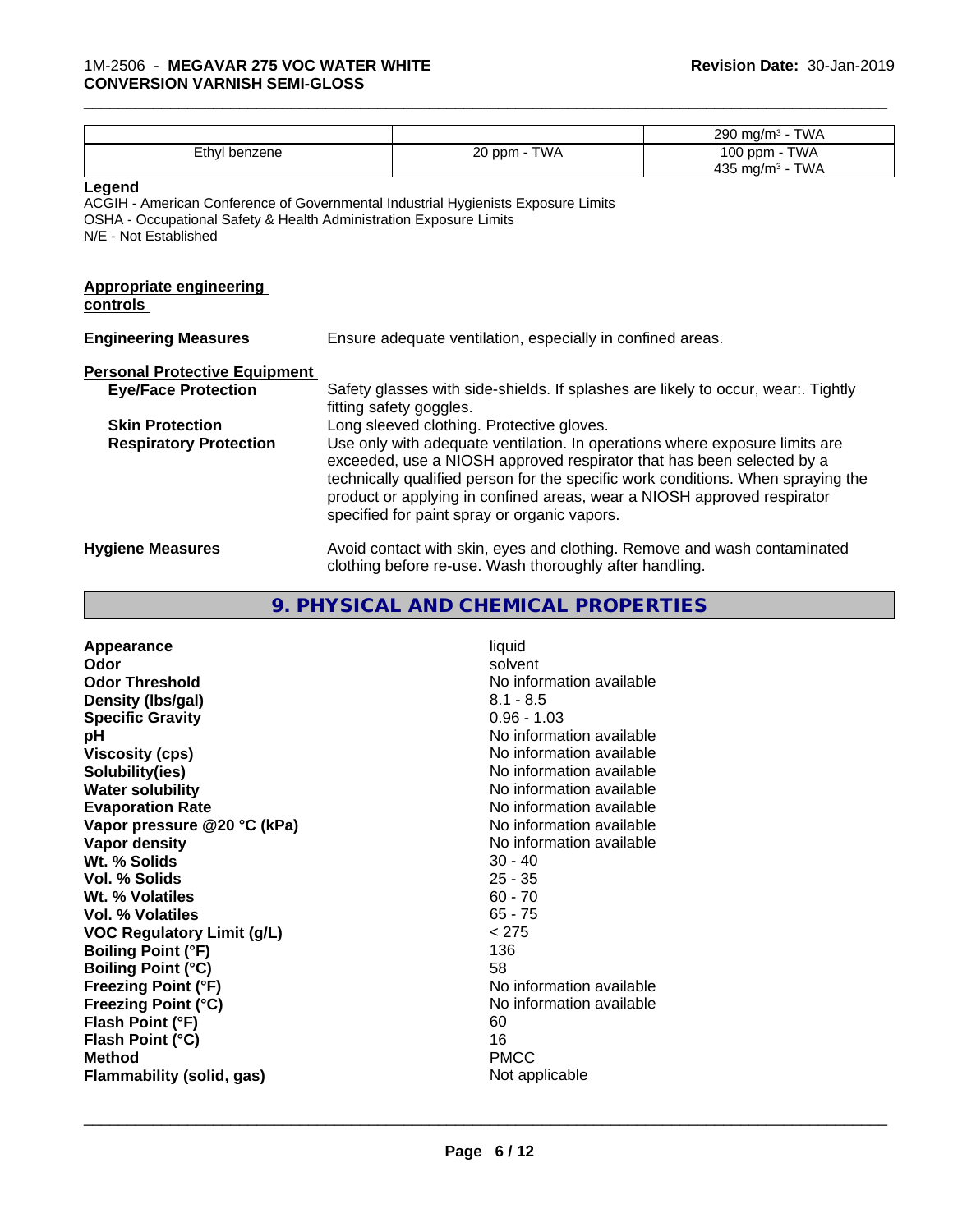| | | 290 mg/m³ - TWA |
|---|---|---|
| Ethyl benzene | 20 ppm - TWA | 100 ppm - TWA<br>435 mg/m³ - TWA |

**Legend**

ACGIH - American Conference of Governmental Industrial Hygienists Exposure Limits
OSHA - Occupational Safety & Health Administration Exposure Limits
N/E - Not Established

**Appropriate engineering controls**

**Engineering Measures** Ensure adequate ventilation, especially in confined areas.

**Personal Protective Equipment**

**Eye/Face Protection** Safety glasses with side-shields. If splashes are likely to occur, wear:. Tightly fitting safety goggles.

**Skin Protection** Long sleeved clothing. Protective gloves.

**Respiratory Protection** Use only with adequate ventilation. In operations where exposure limits are exceeded, use a NIOSH approved respirator that has been selected by a technically qualified person for the specific work conditions. When spraying the product or applying in confined areas, wear a NIOSH approved respirator specified for paint spray or organic vapors.

**Hygiene Measures** Avoid contact with skin, eyes and clothing. Remove and wash contaminated clothing before re-use. Wash thoroughly after handling.

## 9. PHYSICAL AND CHEMICAL PROPERTIES

| | |
|---|---|
| **Appearance** | liquid |
| **Odor** | solvent |
| **Odor Threshold** | No information available |
| **Density (lbs/gal)** | 8.1 - 8.5 |
| **Specific Gravity** | 0.96 - 1.03 |
| **pH** | No information available |
| **Viscosity (cps)** | No information available |
| **Solubility(ies)** | No information available |
| **Water solubility** | No information available |
| **Evaporation Rate** | No information available |
| **Vapor pressure @20 °C (kPa)** | No information available |
| **Vapor density** | No information available |
| **Wt. % Solids** | 30 - 40 |
| **Vol. % Solids** | 25 - 35 |
| **Wt. % Volatiles** | 60 - 70 |
| **Vol. % Volatiles** | 65 - 75 |
| **VOC Regulatory Limit (g/L)** | < 275 |
| **Boiling Point (°F)** | 136 |
| **Boiling Point (°C)** | 58 |
| **Freezing Point (°F)** | No information available |
| **Freezing Point (°C)** | No information available |
| **Flash Point (°F)** | 60 |
| **Flash Point (°C)** | 16 |
| **Method** | PMCC |
| **Flammability (solid, gas)** | Not applicable |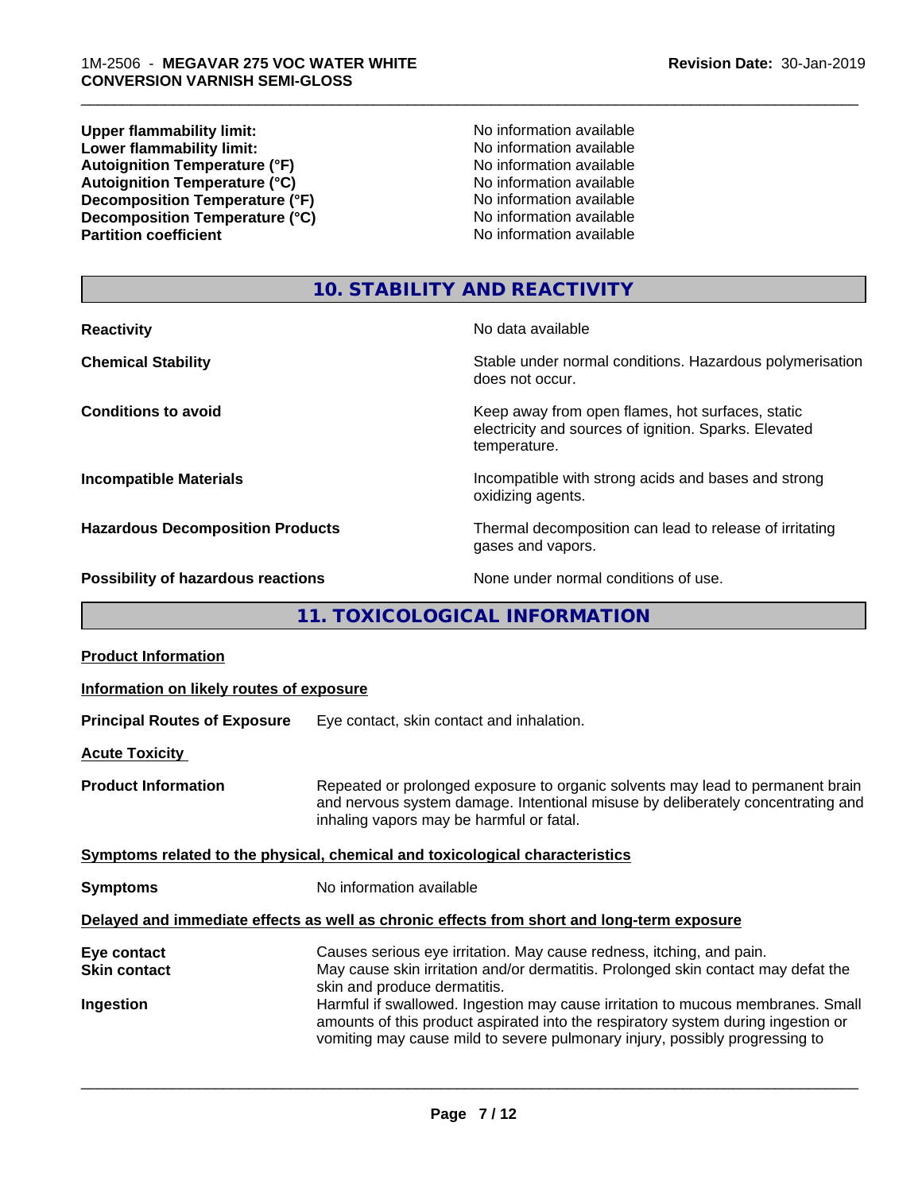| | |
|---|---|
| **Upper flammability limit:** | No information available |
| **Lower flammability limit:** | No information available |
| **Autoignition Temperature (°F)** | No information available |
| **Autoignition Temperature (°C)** | No information available |
| **Decomposition Temperature (°F)** | No information available |
| **Decomposition Temperature (°C)** | No information available |
| **Partition coefficient** | No information available |

## 10. STABILITY AND REACTIVITY

| | |
|---|---|
| **Reactivity** | No data available |
| **Chemical Stability** | Stable under normal conditions. Hazardous polymerisation does not occur. |
| **Conditions to avoid** | Keep away from open flames, hot surfaces, static electricity and sources of ignition. Sparks. Elevated temperature. |
| **Incompatible Materials** | Incompatible with strong acids and bases and strong oxidizing agents. |
| **Hazardous Decomposition Products** | Thermal decomposition can lead to release of irritating gases and vapors. |
| **Possibility of hazardous reactions** | None under normal conditions of use. |

## 11. TOXICOLOGICAL INFORMATION

**Product Information**

**Information on likely routes of exposure**

**Principal Routes of Exposure** Eye contact, skin contact and inhalation.

**Acute Toxicity**

**Product Information** Repeated or prolonged exposure to organic solvents may lead to permanent brain and nervous system damage. Intentional misuse by deliberately concentrating and inhaling vapors may be harmful or fatal.

**Symptoms related to the physical, chemical and toxicological characteristics**

**Symptoms** No information available

**Delayed and immediate effects as well as chronic effects from short and long-term exposure**

| | |
|---|---|
| **Eye contact** | Causes serious eye irritation. May cause redness, itching, and pain. |
| **Skin contact** | May cause skin irritation and/or dermatitis. Prolonged skin contact may defat the skin and produce dermatitis. |
| **Ingestion** | Harmful if swallowed. Ingestion may cause irritation to mucous membranes. Small amounts of this product aspirated into the respiratory system during ingestion or vomiting may cause mild to severe pulmonary injury, possibly progressing to |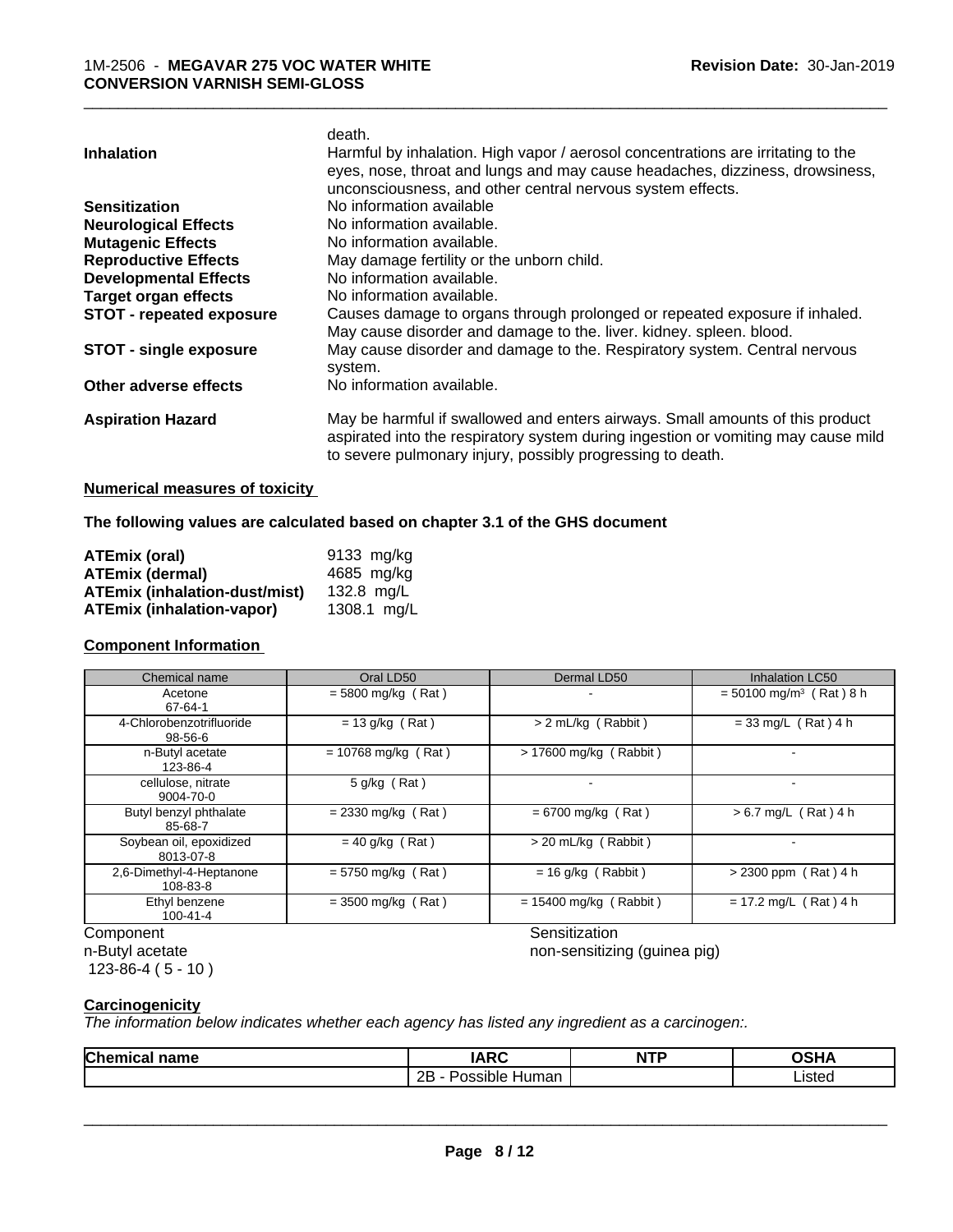death.

| | |
|---|---|
| **Inhalation** | Harmful by inhalation. High vapor / aerosol concentrations are irritating to the eyes, nose, throat and lungs and may cause headaches, dizziness, drowsiness, unconsciousness, and other central nervous system effects. |
| **Sensitization** | No information available |
| **Neurological Effects** | No information available. |
| **Mutagenic Effects** | No information available. |
| **Reproductive Effects** | May damage fertility or the unborn child. |
| **Developmental Effects** | No information available. |
| **Target organ effects** | No information available. |
| **STOT - repeated exposure** | Causes damage to organs through prolonged or repeated exposure if inhaled. May cause disorder and damage to the. liver. kidney. spleen. blood. |
| **STOT - single exposure** | May cause disorder and damage to the. Respiratory system. Central nervous system. |
| **Other adverse effects** | No information available. |
| **Aspiration Hazard** | May be harmful if swallowed and enters airways. Small amounts of this product aspirated into the respiratory system during ingestion or vomiting may cause mild to severe pulmonary injury, possibly progressing to death. |

**Numerical measures of toxicity**

**The following values are calculated based on chapter 3.1 of the GHS document**

| | |
|---|---|
| **ATEmix (oral)** | 9133 mg/kg |
| **ATEmix (dermal)** | 4685 mg/kg |
| **ATEmix (inhalation-dust/mist)** | 132.8 mg/L |
| **ATEmix (inhalation-vapor)** | 1308.1 mg/L |

**Component Information**

| Chemical name | Oral LD50 | Dermal LD50 | Inhalation LC50 |
|---|---|---|---|
| Acetone<br>67-64-1 | = 5800 mg/kg ( Rat ) | - | = 50100 mg/m³ ( Rat ) 8 h |
| 4-Chlorobenzotrifluoride<br>98-56-6 | = 13 g/kg ( Rat ) | > 2 mL/kg ( Rabbit ) | = 33 mg/L ( Rat ) 4 h |
| n-Butyl acetate<br>123-86-4 | = 10768 mg/kg ( Rat ) | > 17600 mg/kg ( Rabbit ) | - |
| cellulose, nitrate<br>9004-70-0 | 5 g/kg ( Rat ) | - | - |
| Butyl benzyl phthalate<br>85-68-7 | = 2330 mg/kg ( Rat ) | = 6700 mg/kg ( Rat ) | > 6.7 mg/L ( Rat ) 4 h |
| Soybean oil, epoxidized<br>8013-07-8 | = 40 g/kg ( Rat ) | > 20 mL/kg ( Rabbit ) | - |
| 2,6-Dimethyl-4-Heptanone<br>108-83-8 | = 5750 mg/kg ( Rat ) | = 16 g/kg ( Rabbit ) | > 2300 ppm ( Rat ) 4 h |
| Ethyl benzene<br>100-41-4 | = 3500 mg/kg ( Rat ) | = 15400 mg/kg ( Rabbit ) | = 17.2 mg/L ( Rat ) 4 h |

| Component | Sensitization |
|---|---|
| n-Butyl acetate<br>123-86-4 ( 5 - 10 ) | non-sensitizing (guinea pig) |

**Carcinogenicity**

*The information below indicates whether each agency has listed any ingredient as a carcinogen:.*

| Chemical name | IARC | NTP | OSHA |
|---|---|---|---|
| | 2B - Possible Human | | Listed |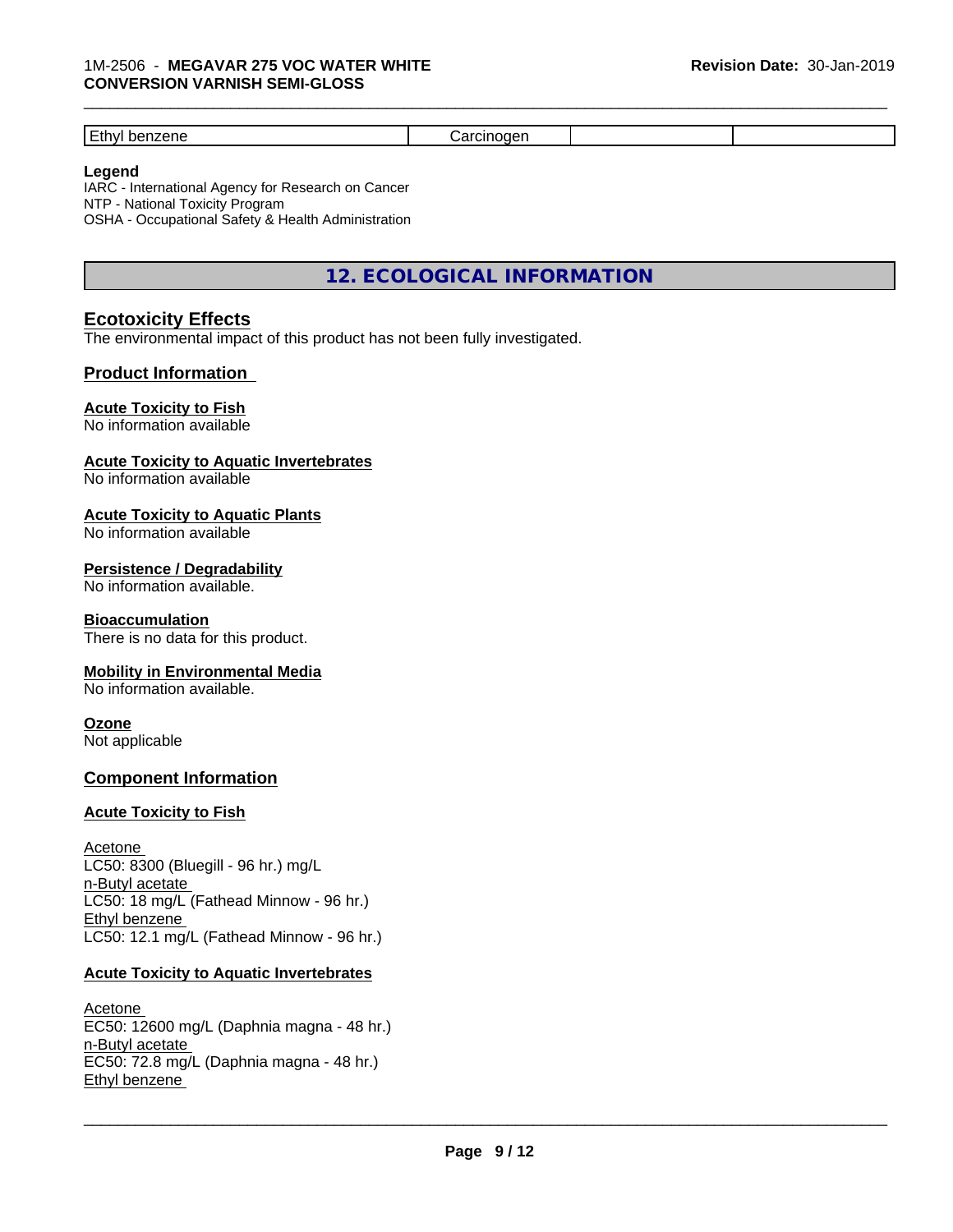| Ethyl benzene | Carcinogen | | |
|---|---|---|---|

**Legend**
IARC - International Agency for Research on Cancer
NTP - National Toxicity Program
OSHA - Occupational Safety & Health Administration

## 12. ECOLOGICAL INFORMATION

### Ecotoxicity Effects

The environmental impact of this product has not been fully investigated.

### Product Information

**Acute Toxicity to Fish**
No information available

**Acute Toxicity to Aquatic Invertebrates**
No information available

**Acute Toxicity to Aquatic Plants**
No information available

**Persistence / Degradability**
No information available.

**Bioaccumulation**
There is no data for this product.

**Mobility in Environmental Media**
No information available.

**Ozone**
Not applicable

### Component Information

**Acute Toxicity to Fish**

Acetone
LC50: 8300 (Bluegill - 96 hr.) mg/L
n-Butyl acetate
LC50: 18 mg/L (Fathead Minnow - 96 hr.)
Ethyl benzene
LC50: 12.1 mg/L (Fathead Minnow - 96 hr.)

**Acute Toxicity to Aquatic Invertebrates**

Acetone
EC50: 12600 mg/L (Daphnia magna - 48 hr.)
n-Butyl acetate
EC50: 72.8 mg/L (Daphnia magna - 48 hr.)
Ethyl benzene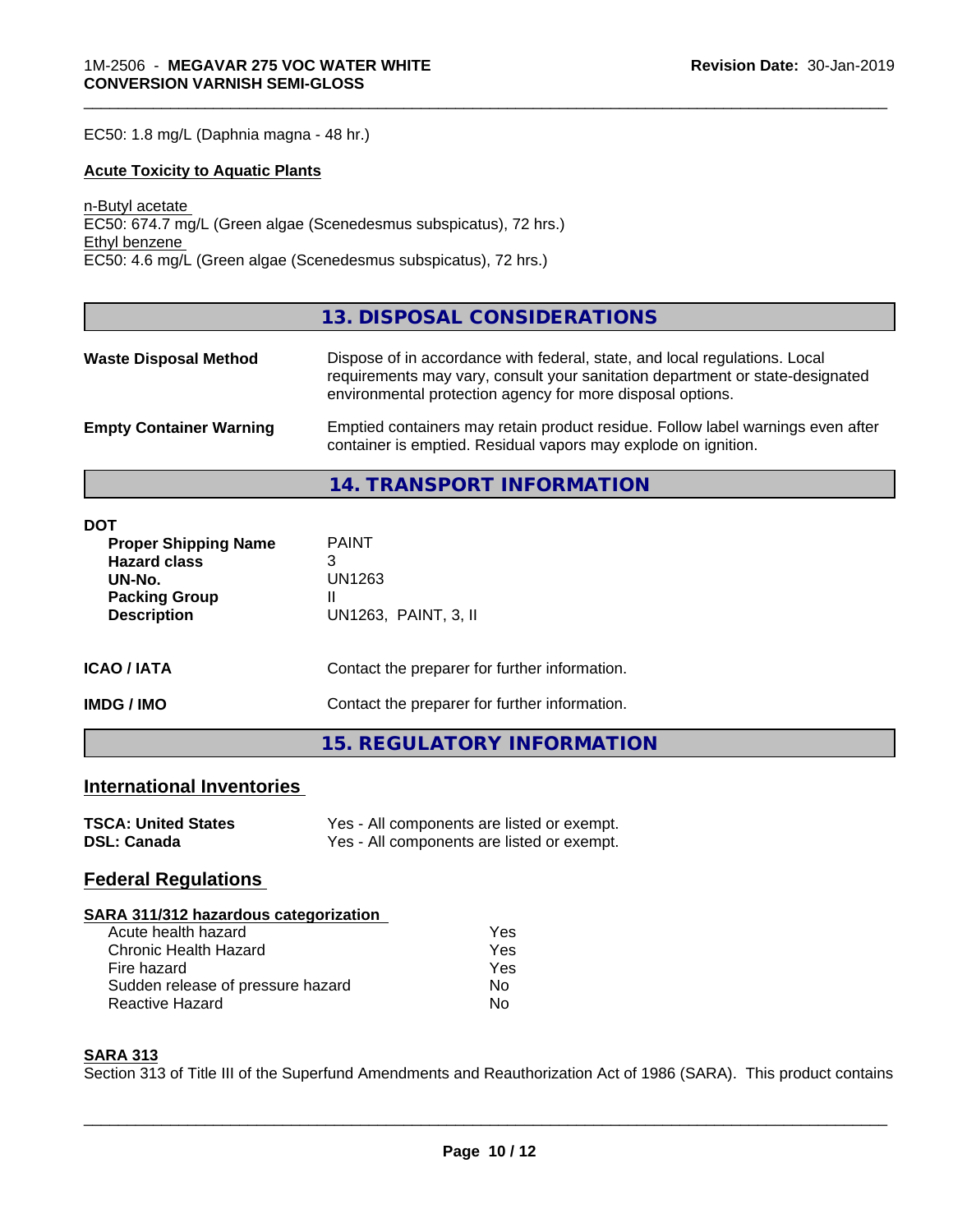EC50: 1.8 mg/L (Daphnia magna - 48 hr.)

**Acute Toxicity to Aquatic Plants**

n-Butyl acetate
EC50: 674.7 mg/L (Green algae (Scenedesmus subspicatus), 72 hrs.)
Ethyl benzene
EC50: 4.6 mg/L (Green algae (Scenedesmus subspicatus), 72 hrs.)

## 13. DISPOSAL CONSIDERATIONS

| | |
|---|---|
| **Waste Disposal Method** | Dispose of in accordance with federal, state, and local regulations. Local requirements may vary, consult your sanitation department or state-designated environmental protection agency for more disposal options. |
| **Empty Container Warning** | Emptied containers may retain product residue. Follow label warnings even after container is emptied. Residual vapors may explode on ignition. |

## 14. TRANSPORT INFORMATION

**DOT**

| | |
|---|---|
| **Proper Shipping Name** | PAINT |
| **Hazard class** | 3 |
| **UN-No.** | UN1263 |
| **Packing Group** | II |
| **Description** | UN1263, PAINT, 3, II |

| | |
|---|---|
| **ICAO / IATA** | Contact the preparer for further information. |
| **IMDG / IMO** | Contact the preparer for further information. |

## 15. REGULATORY INFORMATION

### International Inventories

| | |
|---|---|
| **TSCA: United States** | Yes - All components are listed or exempt. |
| **DSL: Canada** | Yes - All components are listed or exempt. |

### Federal Regulations

**SARA 311/312 hazardous categorization**

| | |
|---|---|
| Acute health hazard | Yes |
| Chronic Health Hazard | Yes |
| Fire hazard | Yes |
| Sudden release of pressure hazard | No |
| Reactive Hazard | No |

**SARA 313**

Section 313 of Title III of the Superfund Amendments and Reauthorization Act of 1986 (SARA). This product contains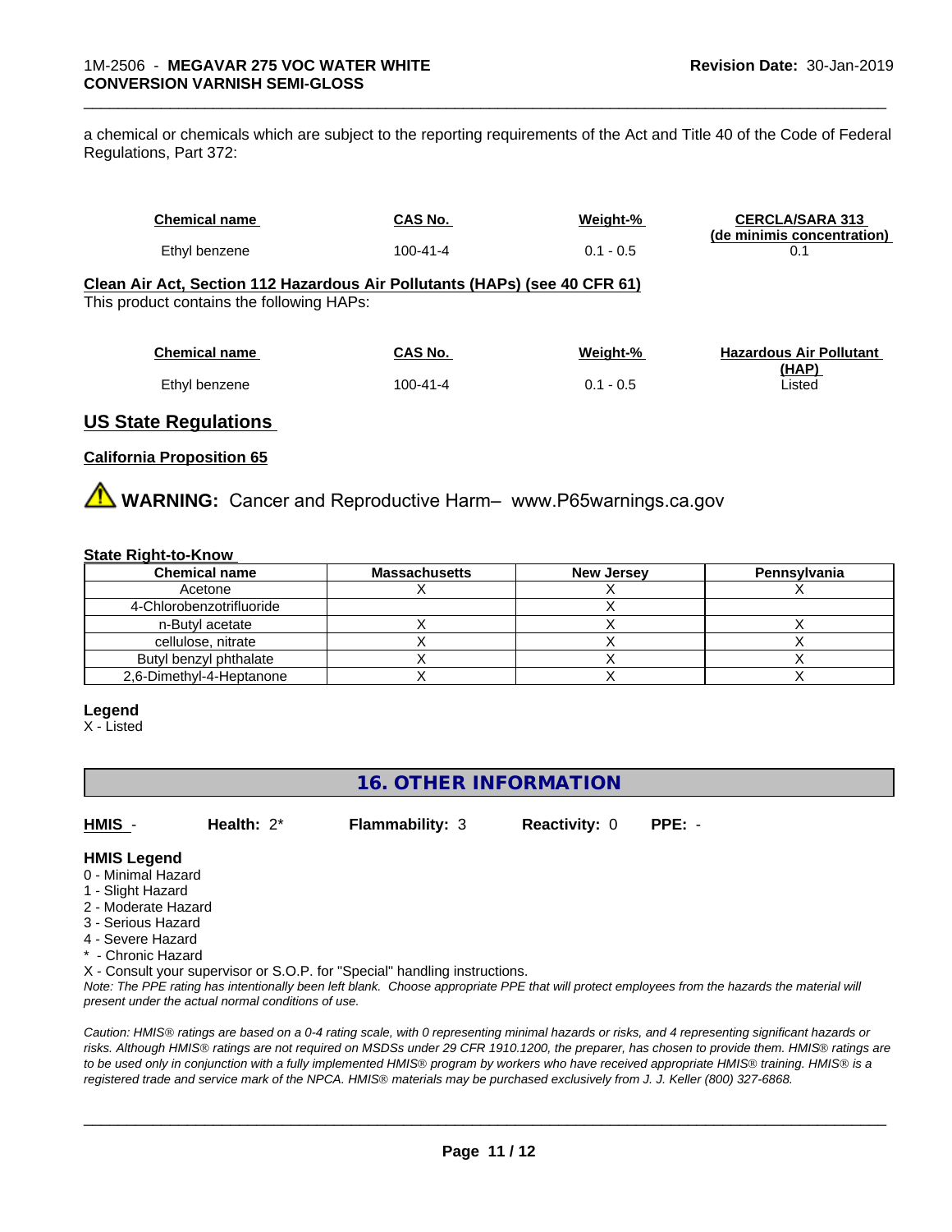a chemical or chemicals which are subject to the reporting requirements of the Act and Title 40 of the Code of Federal Regulations, Part 372:

| Chemical name | CAS No. | Weight-% | CERCLA/SARA 313 (de minimis concentration) |
|---|---|---|---|
| Ethyl benzene | 100-41-4 | 0.1 - 0.5 | 0.1 |

**Clean Air Act, Section 112 Hazardous Air Pollutants (HAPs) (see 40 CFR 61)**

This product contains the following HAPs:

| Chemical name | CAS No. | Weight-% | Hazardous Air Pollutant (HAP) |
|---|---|---|---|
| Ethyl benzene | 100-41-4 | 0.1 - 0.5 | Listed |

## US State Regulations

### California Proposition 65

⚠ **WARNING:** Cancer and Reproductive Harm– www.P65warnings.ca.gov

### State Right-to-Know

| Chemical name | Massachusetts | New Jersey | Pennsylvania |
|---|---|---|---|
| Acetone | X | X | X |
| 4-Chlorobenzotrifluoride | | X | |
| n-Butyl acetate | X | X | X |
| cellulose, nitrate | X | X | X |
| Butyl benzyl phthalate | X | X | X |
| 2,6-Dimethyl-4-Heptanone | X | X | X |

**Legend**

X - Listed

## 16. OTHER INFORMATION

**HMIS** - **Health:** 2* **Flammability:** 3 **Reactivity:** 0 **PPE:** -

**HMIS Legend**

0 - Minimal Hazard
1 - Slight Hazard
2 - Moderate Hazard
3 - Serious Hazard
4 - Severe Hazard
* - Chronic Hazard
X - Consult your supervisor or S.O.P. for "Special" handling instructions.

*Note: The PPE rating has intentionally been left blank. Choose appropriate PPE that will protect employees from the hazards the material will present under the actual normal conditions of use.*

*Caution: HMIS® ratings are based on a 0-4 rating scale, with 0 representing minimal hazards or risks, and 4 representing significant hazards or risks. Although HMIS® ratings are not required on MSDSs under 29 CFR 1910.1200, the preparer, has chosen to provide them. HMIS® ratings are to be used only in conjunction with a fully implemented HMIS® program by workers who have received appropriate HMIS® training. HMIS® is a registered trade and service mark of the NPCA. HMIS® materials may be purchased exclusively from J. J. Keller (800) 327-6868.*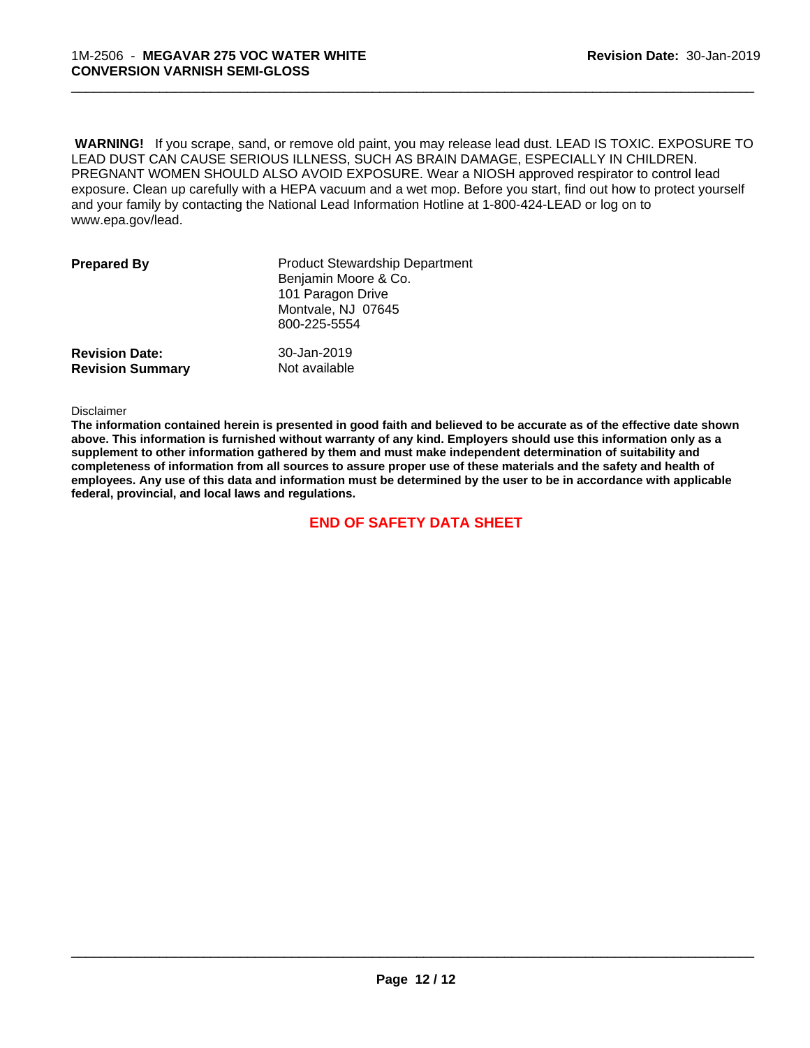**WARNING!** If you scrape, sand, or remove old paint, you may release lead dust. LEAD IS TOXIC. EXPOSURE TO LEAD DUST CAN CAUSE SERIOUS ILLNESS, SUCH AS BRAIN DAMAGE, ESPECIALLY IN CHILDREN. PREGNANT WOMEN SHOULD ALSO AVOID EXPOSURE. Wear a NIOSH approved respirator to control lead exposure. Clean up carefully with a HEPA vacuum and a wet mop. Before you start, find out how to protect yourself and your family by contacting the National Lead Information Hotline at 1-800-424-LEAD or log on to www.epa.gov/lead.

| | |
|---|---|
| **Prepared By** | Product Stewardship Department<br>Benjamin Moore & Co.<br>101 Paragon Drive<br>Montvale, NJ 07645<br>800-225-5554 |
| **Revision Date:** | 30-Jan-2019 |
| **Revision Summary** | Not available |

Disclaimer

**The information contained herein is presented in good faith and believed to be accurate as of the effective date shown above. This information is furnished without warranty of any kind. Employers should use this information only as a supplement to other information gathered by them and must make independent determination of suitability and completeness of information from all sources to assure proper use of these materials and the safety and health of employees. Any use of this data and information must be determined by the user to be in accordance with applicable federal, provincial, and local laws and regulations.**

**END OF SAFETY DATA SHEET**